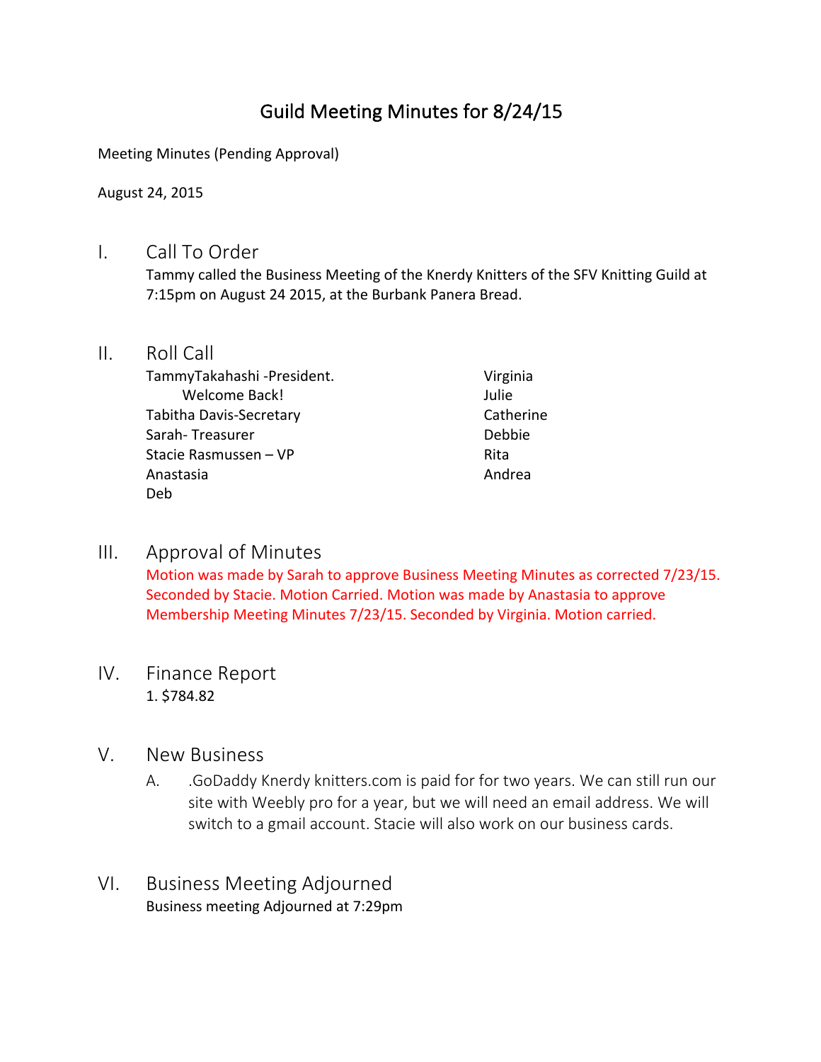# Guild Meeting Minutes for 8/24/15

Meeting Minutes (Pending Approval)

August 24, 2015

## I. Call To Order

Tammy called the Business Meeting of the Knerdy Knitters of the SFV Knitting Guild at 7:15pm on August 24 2015, at the Burbank Panera Bread.

## II. Roll Call

TammyTakahashi -President.
    Welcome Back!
Tabitha Davis-Secretary
Sarah- Treasurer
Stacie Rasmussen – VP
Anastasia
Deb
Virginia
Julie
Catherine
Debbie
Rita
Andrea

## III. Approval of Minutes

Motion was made by Sarah to approve Business Meeting Minutes as corrected 7/23/15. Seconded by Stacie. Motion Carried. Motion was made by Anastasia to approve Membership Meeting Minutes 7/23/15. Seconded by Virginia. Motion carried.

## IV. Finance Report

1. $784.82

## V. New Business

A. .GoDaddy Knerdy knitters.com is paid for for two years. We can still run our site with Weebly pro for a year, but we will need an email address. We will switch to a gmail account. Stacie will also work on our business cards.

## VI. Business Meeting Adjourned

Business meeting Adjourned at 7:29pm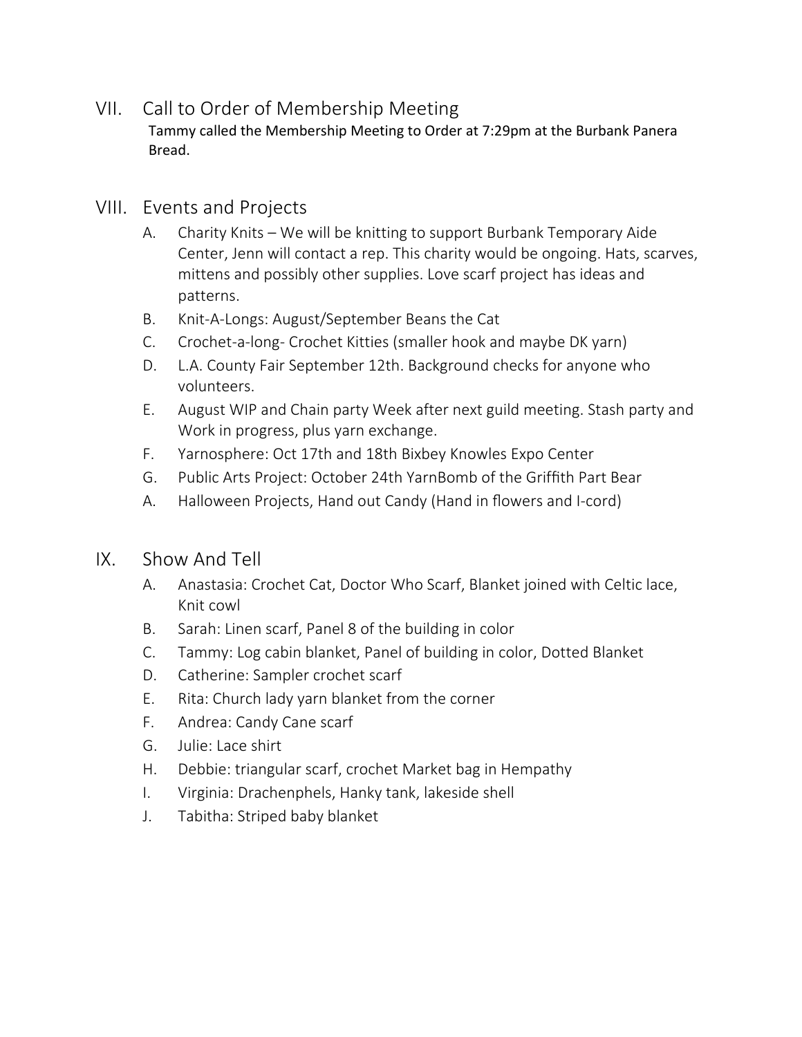## VII. Call to Order of Membership Meeting

Tammy called the Membership Meeting to Order at 7:29pm at the Burbank Panera Bread.

## VIII. Events and Projects

A. Charity Knits – We will be knitting to support Burbank Temporary Aide Center, Jenn will contact a rep. This charity would be ongoing. Hats, scarves, mittens and possibly other supplies. Love scarf project has ideas and patterns.

B. Knit-A-Longs: August/September Beans the Cat

C. Crochet-a-long- Crochet Kitties (smaller hook and maybe DK yarn)

D. L.A. County Fair September 12th. Background checks for anyone who volunteers.

E. August WIP and Chain party Week after next guild meeting. Stash party and Work in progress, plus yarn exchange.

F. Yarnosphere: Oct 17th and 18th Bixbey Knowles Expo Center

G. Public Arts Project: October 24th YarnBomb of the Griffith Part Bear

A. Halloween Projects, Hand out Candy (Hand in flowers and I-cord)

## IX. Show And Tell

A. Anastasia: Crochet Cat, Doctor Who Scarf, Blanket joined with Celtic lace, Knit cowl

B. Sarah: Linen scarf, Panel 8 of the building in color

C. Tammy: Log cabin blanket, Panel of building in color, Dotted Blanket

D. Catherine: Sampler crochet scarf

E. Rita: Church lady yarn blanket from the corner

F. Andrea: Candy Cane scarf

G. Julie: Lace shirt

H. Debbie: triangular scarf, crochet Market bag in Hempathy

I. Virginia: Drachenphels, Hanky tank, lakeside shell

J. Tabitha: Striped baby blanket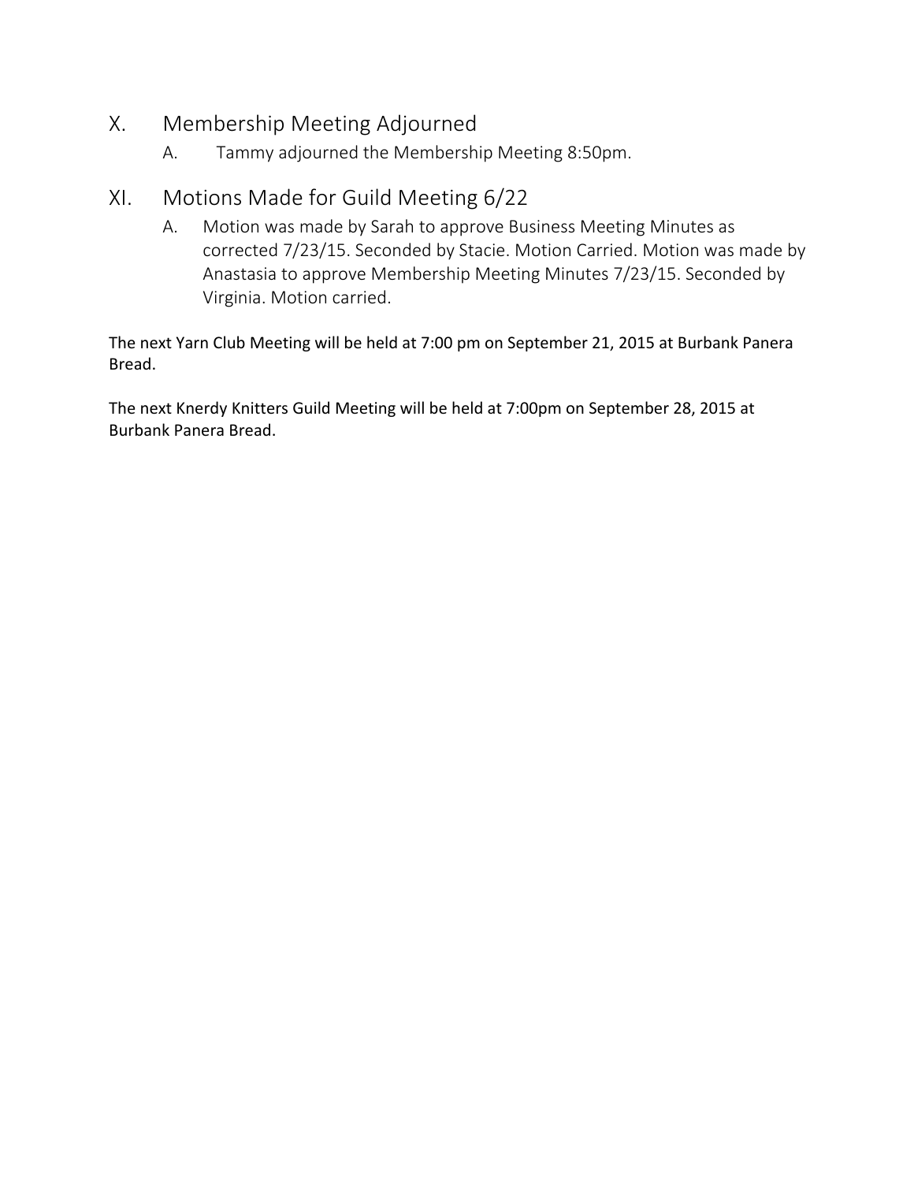## X. Membership Meeting Adjourned

A. Tammy adjourned the Membership Meeting 8:50pm.

## XI. Motions Made for Guild Meeting 6/22

A. Motion was made by Sarah to approve Business Meeting Minutes as corrected 7/23/15. Seconded by Stacie. Motion Carried. Motion was made by Anastasia to approve Membership Meeting Minutes 7/23/15. Seconded by Virginia. Motion carried.

The next Yarn Club Meeting will be held at 7:00 pm on September 21, 2015 at Burbank Panera Bread.

The next Knerdy Knitters Guild Meeting will be held at 7:00pm on September 28, 2015 at Burbank Panera Bread.